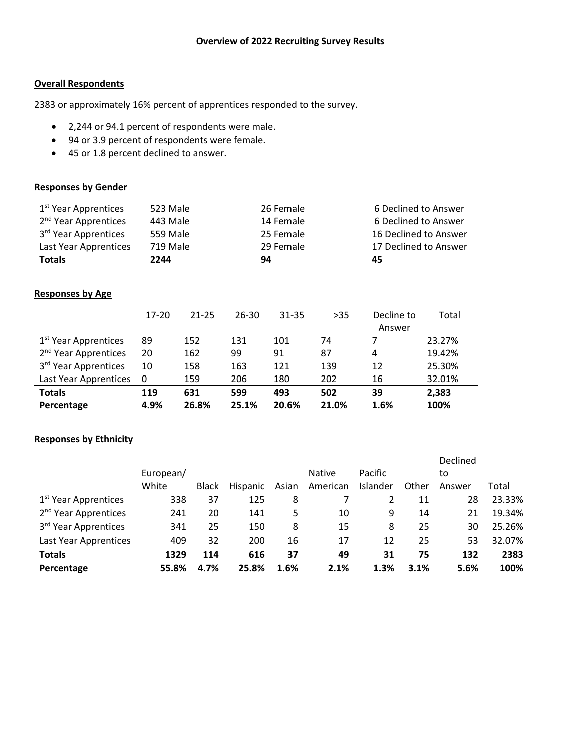**Overview of 2022 Recruiting Survey Results**

## Overall Respondents

2383 or approximately 16% percent of apprentices responded to the survey.

- 2,244 or 94.1 percent of respondents were male.
- 94 or 3.9 percent of respondents were female.
- 45 or 1.8 percent declined to answer.

## Responses by Gender

| | | | |
|---|---|---|---|
| 1st Year Apprentices | 523 Male | 26 Female | 6 Declined to Answer |
| 2nd Year Apprentices | 443 Male | 14 Female | 6 Declined to Answer |
| 3rd Year Apprentices | 559 Male | 25 Female | 16 Declined to Answer |
| Last Year Apprentices | 719 Male | 29 Female | 17 Declined to Answer |
| **Totals** | **2244** | **94** | **45** |

## Responses by Age

| | 17-20 | 21-25 | 26-30 | 31-35 | >35 | Decline to Answer | Total |
|---|---|---|---|---|---|---|---|
| 1st Year Apprentices | 89 | 152 | 131 | 101 | 74 | 7 | 23.27% |
| 2nd Year Apprentices | 20 | 162 | 99 | 91 | 87 | 4 | 19.42% |
| 3rd Year Apprentices | 10 | 158 | 163 | 121 | 139 | 12 | 25.30% |
| Last Year Apprentices | 0 | 159 | 206 | 180 | 202 | 16 | 32.01% |
| **Totals** | **119** | **631** | **599** | **493** | **502** | **39** | **2,383** |
| **Percentage** | **4.9%** | **26.8%** | **25.1%** | **20.6%** | **21.0%** | **1.6%** | **100%** |

## Responses by Ethnicity

| | European/ White | Black | Hispanic | Asian | Native American | Pacific Islander | Other | Declined to Answer | Total |
|---|---|---|---|---|---|---|---|---|---|
| 1st Year Apprentices | 338 | 37 | 125 | 8 | 7 | 2 | 11 | 28 | 23.33% |
| 2nd Year Apprentices | 241 | 20 | 141 | 5 | 10 | 9 | 14 | 21 | 19.34% |
| 3rd Year Apprentices | 341 | 25 | 150 | 8 | 15 | 8 | 25 | 30 | 25.26% |
| Last Year Apprentices | 409 | 32 | 200 | 16 | 17 | 12 | 25 | 53 | 32.07% |
| **Totals** | **1329** | **114** | **616** | **37** | **49** | **31** | **75** | **132** | **2383** |
| **Percentage** | **55.8%** | **4.7%** | **25.8%** | **1.6%** | **2.1%** | **1.3%** | **3.1%** | **5.6%** | **100%** |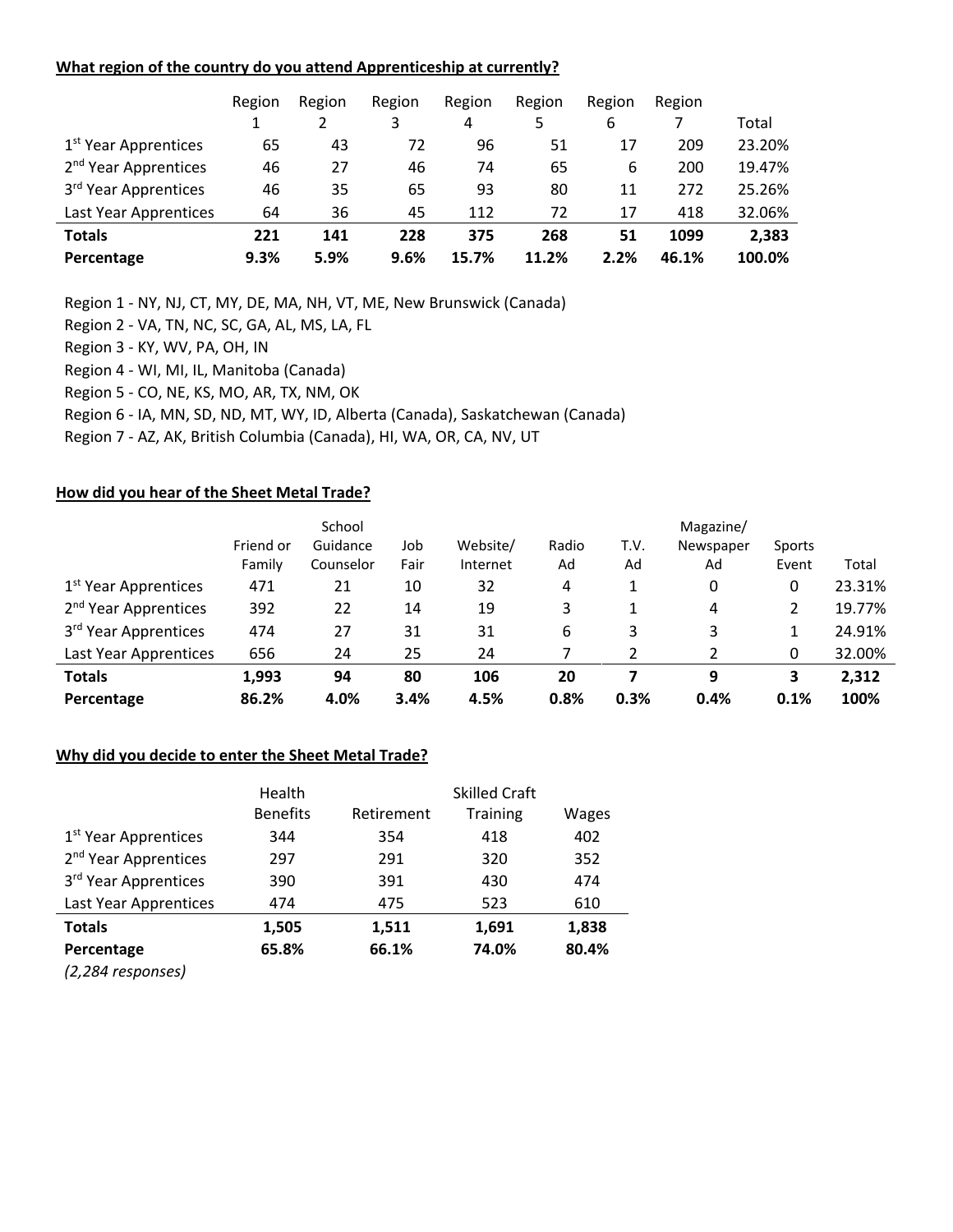**What region of the country do you attend Apprenticeship at currently?**

| | Region 1 | Region 2 | Region 3 | Region 4 | Region 5 | Region 6 | Region 7 | Total |
|---|---|---|---|---|---|---|---|---|
| 1st Year Apprentices | 65 | 43 | 72 | 96 | 51 | 17 | 209 | 23.20% |
| 2nd Year Apprentices | 46 | 27 | 46 | 74 | 65 | 6 | 200 | 19.47% |
| 3rd Year Apprentices | 46 | 35 | 65 | 93 | 80 | 11 | 272 | 25.26% |
| Last Year Apprentices | 64 | 36 | 45 | 112 | 72 | 17 | 418 | 32.06% |
| **Totals** | **221** | **141** | **228** | **375** | **268** | **51** | **1099** | **2,383** |
| **Percentage** | **9.3%** | **5.9%** | **9.6%** | **15.7%** | **11.2%** | **2.2%** | **46.1%** | **100.0%** |

Region 1 - NY, NJ, CT, MY, DE, MA, NH, VT, ME, New Brunswick (Canada)

Region 2 - VA, TN, NC, SC, GA, AL, MS, LA, FL

Region 3 - KY, WV, PA, OH, IN

Region 4 - WI, MI, IL, Manitoba (Canada)

Region 5 - CO, NE, KS, MO, AR, TX, NM, OK

Region 6 - IA, MN, SD, ND, MT, WY, ID, Alberta (Canada), Saskatchewan (Canada)

Region 7 - AZ, AK, British Columbia (Canada), HI, WA, OR, CA, NV, UT

**How did you hear of the Sheet Metal Trade?**

| | Friend or Family | School Guidance Counselor | Job Fair | Website/ Internet | Radio Ad | T.V. Ad | Magazine/ Newspaper Ad | Sports Event | Total |
|---|---|---|---|---|---|---|---|---|---|
| 1st Year Apprentices | 471 | 21 | 10 | 32 | 4 | 1 | 0 | 0 | 23.31% |
| 2nd Year Apprentices | 392 | 22 | 14 | 19 | 3 | 1 | 4 | 2 | 19.77% |
| 3rd Year Apprentices | 474 | 27 | 31 | 31 | 6 | 3 | 3 | 1 | 24.91% |
| Last Year Apprentices | 656 | 24 | 25 | 24 | 7 | 2 | 2 | 0 | 32.00% |
| **Totals** | **1,993** | **94** | **80** | **106** | **20** | **7** | **9** | **3** | **2,312** |
| **Percentage** | **86.2%** | **4.0%** | **3.4%** | **4.5%** | **0.8%** | **0.3%** | **0.4%** | **0.1%** | **100%** |

**Why did you decide to enter the Sheet Metal Trade?**

| | Health Benefits | Retirement | Skilled Craft Training | Wages |
|---|---|---|---|---|
| 1st Year Apprentices | 344 | 354 | 418 | 402 |
| 2nd Year Apprentices | 297 | 291 | 320 | 352 |
| 3rd Year Apprentices | 390 | 391 | 430 | 474 |
| Last Year Apprentices | 474 | 475 | 523 | 610 |
| **Totals** | **1,505** | **1,511** | **1,691** | **1,838** |
| **Percentage** | **65.8%** | **66.1%** | **74.0%** | **80.4%** |

*(2,284 responses)*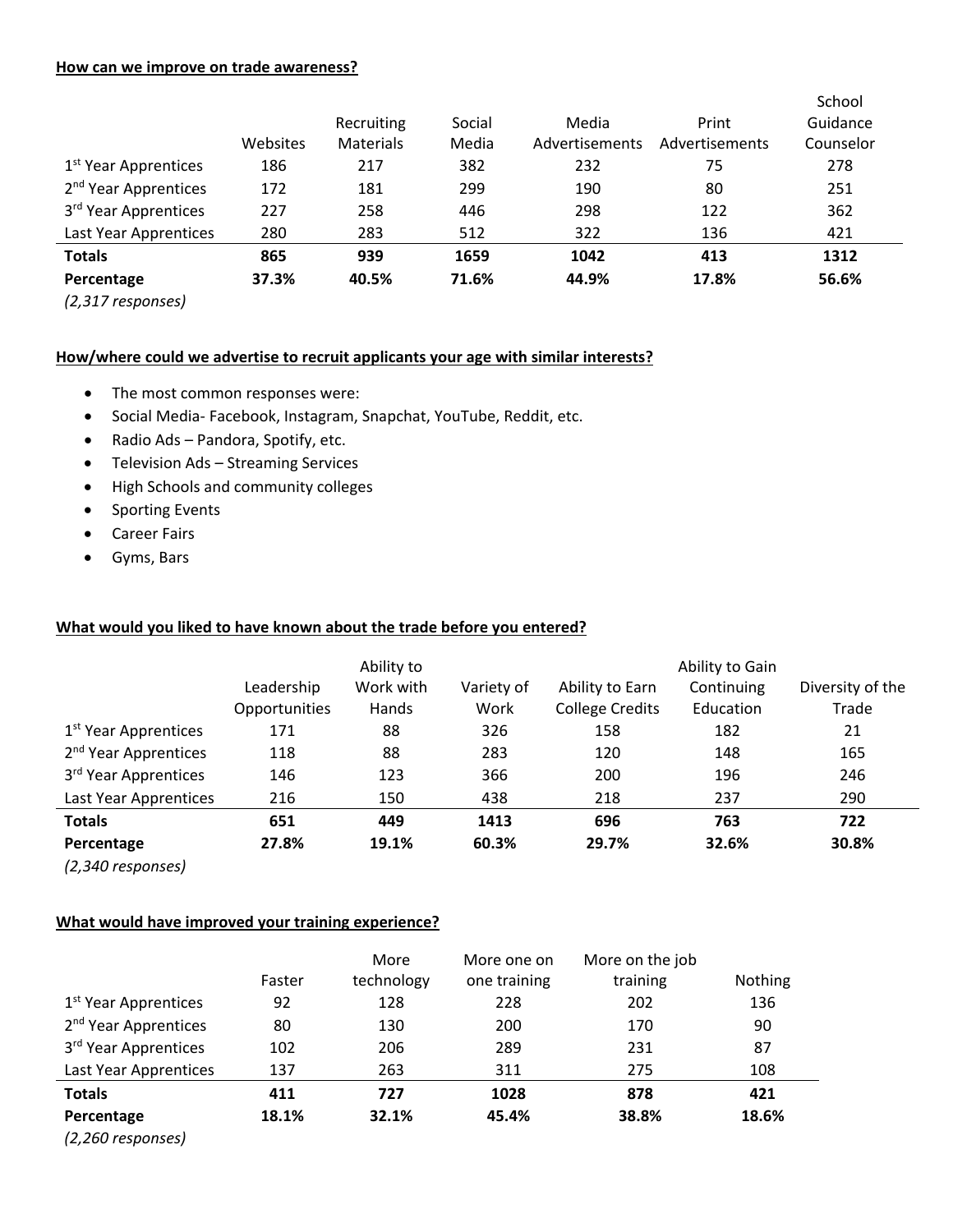**How can we improve on trade awareness?**

| | Websites | Recruiting Materials | Social Media | Media Advertisements | Print Advertisements | School Guidance Counselor |
|---|---|---|---|---|---|---|
| 1st Year Apprentices | 186 | 217 | 382 | 232 | 75 | 278 |
| 2nd Year Apprentices | 172 | 181 | 299 | 190 | 80 | 251 |
| 3rd Year Apprentices | 227 | 258 | 446 | 298 | 122 | 362 |
| Last Year Apprentices | 280 | 283 | 512 | 322 | 136 | 421 |
| **Totals** | **865** | **939** | **1659** | **1042** | **413** | **1312** |
| **Percentage** | **37.3%** | **40.5%** | **71.6%** | **44.9%** | **17.8%** | **56.6%** |

*(2,317 responses)*

**How/where could we advertise to recruit applicants your age with similar interests?**

- The most common responses were:
- Social Media- Facebook, Instagram, Snapchat, YouTube, Reddit, etc.
- Radio Ads – Pandora, Spotify, etc.
- Television Ads – Streaming Services
- High Schools and community colleges
- Sporting Events
- Career Fairs
- Gyms, Bars

**What would you liked to have known about the trade before you entered?**

| | Leadership Opportunities | Ability to Work with Hands | Variety of Work | Ability to Earn College Credits | Ability to Gain Continuing Education | Diversity of the Trade |
|---|---|---|---|---|---|---|
| 1st Year Apprentices | 171 | 88 | 326 | 158 | 182 | 21 |
| 2nd Year Apprentices | 118 | 88 | 283 | 120 | 148 | 165 |
| 3rd Year Apprentices | 146 | 123 | 366 | 200 | 196 | 246 |
| Last Year Apprentices | 216 | 150 | 438 | 218 | 237 | 290 |
| **Totals** | **651** | **449** | **1413** | **696** | **763** | **722** |
| **Percentage** | **27.8%** | **19.1%** | **60.3%** | **29.7%** | **32.6%** | **30.8%** |

*(2,340 responses)*

**What would have improved your training experience?**

| | Faster | More technology | More one on one training | More on the job training | Nothing |
|---|---|---|---|---|---|
| 1st Year Apprentices | 92 | 128 | 228 | 202 | 136 |
| 2nd Year Apprentices | 80 | 130 | 200 | 170 | 90 |
| 3rd Year Apprentices | 102 | 206 | 289 | 231 | 87 |
| Last Year Apprentices | 137 | 263 | 311 | 275 | 108 |
| **Totals** | **411** | **727** | **1028** | **878** | **421** |
| **Percentage** | **18.1%** | **32.1%** | **45.4%** | **38.8%** | **18.6%** |

*(2,260 responses)*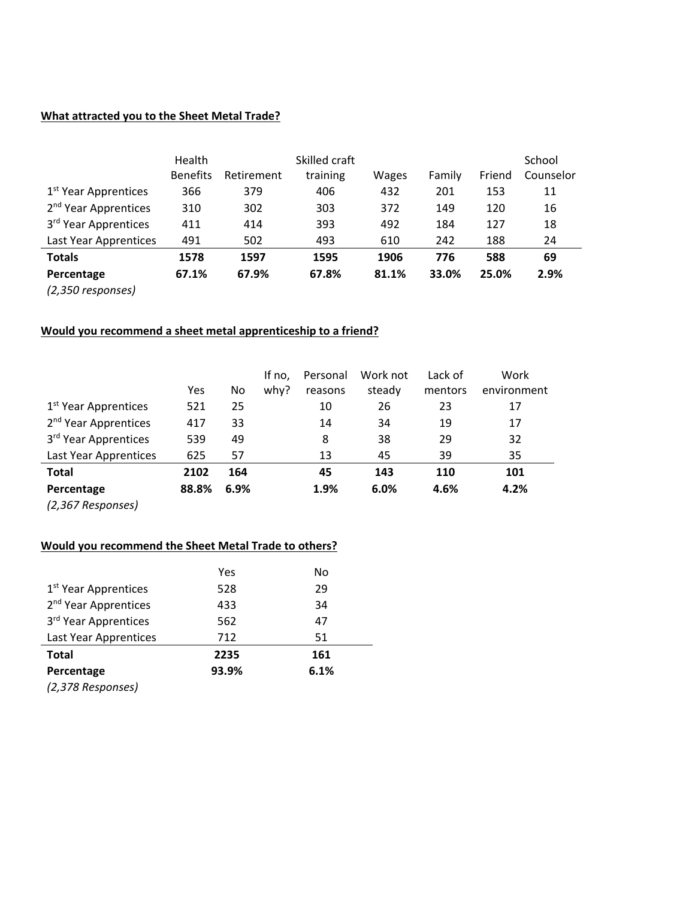**What attracted you to the Sheet Metal Trade?**

| | Health Benefits | Retirement | Skilled craft training | Wages | Family | Friend | School Counselor |
|---|---|---|---|---|---|---|---|
| 1st Year Apprentices | 366 | 379 | 406 | 432 | 201 | 153 | 11 |
| 2nd Year Apprentices | 310 | 302 | 303 | 372 | 149 | 120 | 16 |
| 3rd Year Apprentices | 411 | 414 | 393 | 492 | 184 | 127 | 18 |
| Last Year Apprentices | 491 | 502 | 493 | 610 | 242 | 188 | 24 |
| **Totals** | **1578** | **1597** | **1595** | **1906** | **776** | **588** | **69** |
| **Percentage** | **67.1%** | **67.9%** | **67.8%** | **81.1%** | **33.0%** | **25.0%** | **2.9%** |
| *(2,350 responses)* | | | | | | | |

**Would you recommend a sheet metal apprenticeship to a friend?**

| | Yes | No | If no, why? | Personal reasons | Work not steady | Lack of mentors | Work environment |
|---|---|---|---|---|---|---|---|
| 1st Year Apprentices | 521 | 25 | | 10 | 26 | 23 | 17 |
| 2nd Year Apprentices | 417 | 33 | | 14 | 34 | 19 | 17 |
| 3rd Year Apprentices | 539 | 49 | | 8 | 38 | 29 | 32 |
| Last Year Apprentices | 625 | 57 | | 13 | 45 | 39 | 35 |
| **Total** | **2102** | **164** | | **45** | **143** | **110** | **101** |
| **Percentage** | **88.8%** | **6.9%** | | **1.9%** | **6.0%** | **4.6%** | **4.2%** |
| *(2,367 Responses)* | | | | | | | |

**Would you recommend the Sheet Metal Trade to others?**

| | Yes | No |
|---|---|---|
| 1st Year Apprentices | 528 | 29 |
| 2nd Year Apprentices | 433 | 34 |
| 3rd Year Apprentices | 562 | 47 |
| Last Year Apprentices | 712 | 51 |
| **Total** | **2235** | **161** |
| **Percentage** | **93.9%** | **6.1%** |
| *(2,378 Responses)* | | |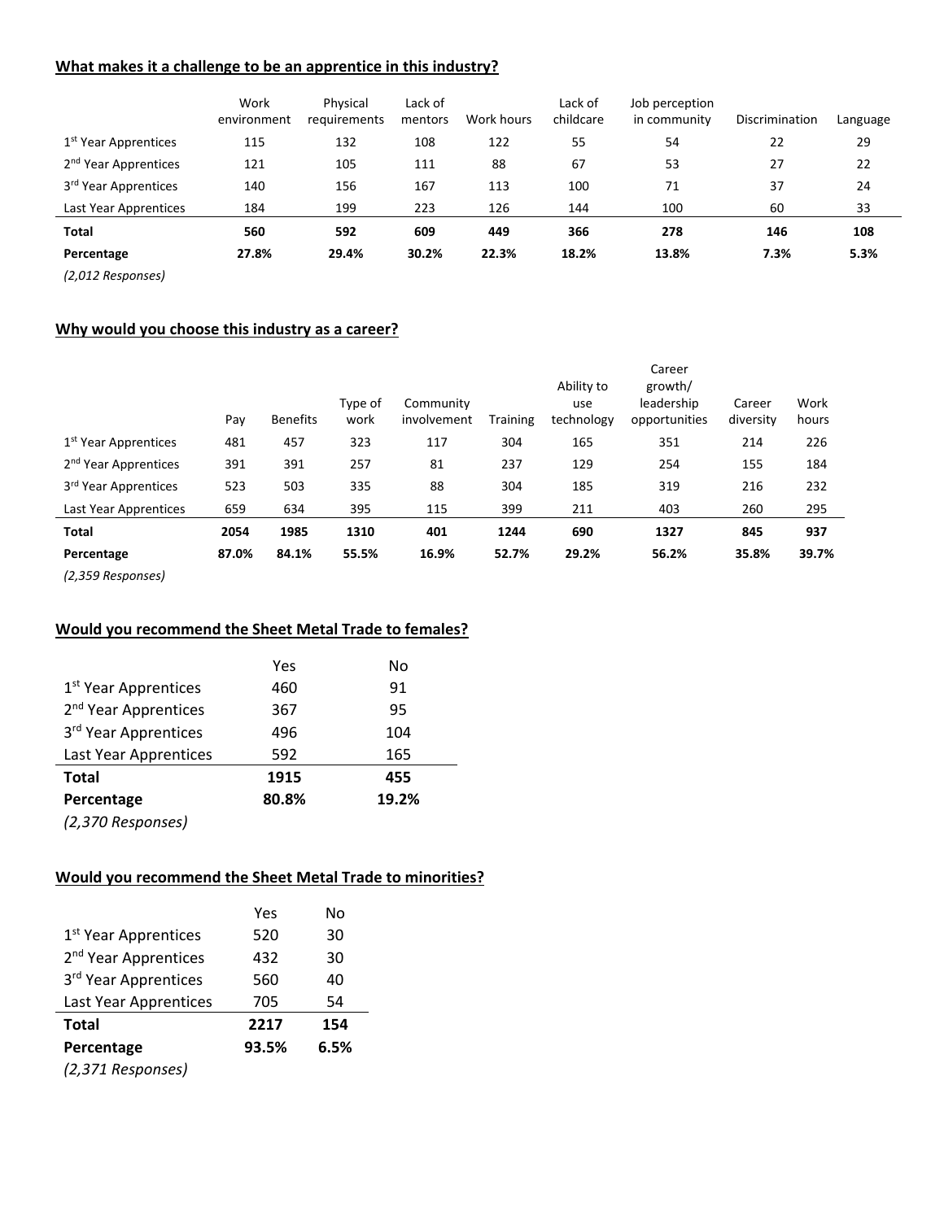**What makes it a challenge to be an apprentice in this industry?**

| | Work environment | Physical requirements | Lack of mentors | Work hours | Lack of childcare | Job perception in community | Discrimination | Language |
|---|---|---|---|---|---|---|---|---|
| 1st Year Apprentices | 115 | 132 | 108 | 122 | 55 | 54 | 22 | 29 |
| 2nd Year Apprentices | 121 | 105 | 111 | 88 | 67 | 53 | 27 | 22 |
| 3rd Year Apprentices | 140 | 156 | 167 | 113 | 100 | 71 | 37 | 24 |
| Last Year Apprentices | 184 | 199 | 223 | 126 | 144 | 100 | 60 | 33 |
| **Total** | **560** | **592** | **609** | **449** | **366** | **278** | **146** | **108** |
| **Percentage** | **27.8%** | **29.4%** | **30.2%** | **22.3%** | **18.2%** | **13.8%** | **7.3%** | **5.3%** |

*(2,012 Responses)*

**Why would you choose this industry as a career?**

| | Pay | Benefits | Type of work | Community involvement | Training | Ability to use technology | Career growth/ leadership opportunities | Career diversity | Work hours |
|---|---|---|---|---|---|---|---|---|---|
| 1st Year Apprentices | 481 | 457 | 323 | 117 | 304 | 165 | 351 | 214 | 226 |
| 2nd Year Apprentices | 391 | 391 | 257 | 81 | 237 | 129 | 254 | 155 | 184 |
| 3rd Year Apprentices | 523 | 503 | 335 | 88 | 304 | 185 | 319 | 216 | 232 |
| Last Year Apprentices | 659 | 634 | 395 | 115 | 399 | 211 | 403 | 260 | 295 |
| **Total** | **2054** | **1985** | **1310** | **401** | **1244** | **690** | **1327** | **845** | **937** |
| **Percentage** | **87.0%** | **84.1%** | **55.5%** | **16.9%** | **52.7%** | **29.2%** | **56.2%** | **35.8%** | **39.7%** |

*(2,359 Responses)*

**Would you recommend the Sheet Metal Trade to females?**

| | Yes | No |
|---|---|---|
| 1st Year Apprentices | 460 | 91 |
| 2nd Year Apprentices | 367 | 95 |
| 3rd Year Apprentices | 496 | 104 |
| Last Year Apprentices | 592 | 165 |
| **Total** | **1915** | **455** |
| **Percentage** | **80.8%** | **19.2%** |

*(2,370 Responses)*

**Would you recommend the Sheet Metal Trade to minorities?**

| | Yes | No |
|---|---|---|
| 1st Year Apprentices | 520 | 30 |
| 2nd Year Apprentices | 432 | 30 |
| 3rd Year Apprentices | 560 | 40 |
| Last Year Apprentices | 705 | 54 |
| **Total** | **2217** | **154** |
| **Percentage** | **93.5%** | **6.5%** |

*(2,371 Responses)*